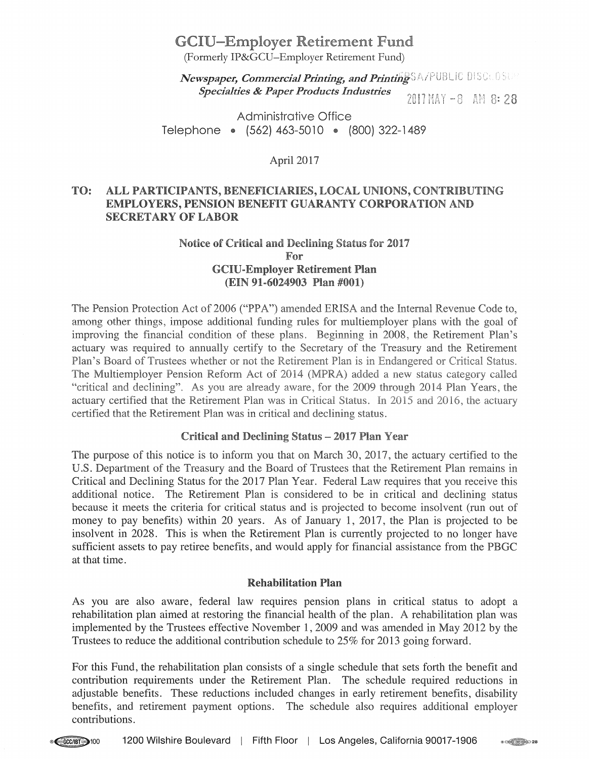# GCIU–Employer Retirement Fund

(Formerly IP&GCU–Employer Retirement Fund)

***Newspaper, Commercial Printing, and Printing Specialties & Paper Products Industries***

EBSA/PUBLIC DISCLOSURE 2017 MAY -8 AM 8:28

Administrative Office
Telephone • (562) 463-5010 • (800) 322-1489

April 2017

**TO: ALL PARTICIPANTS, BENEFICIARIES, LOCAL UNIONS, CONTRIBUTING EMPLOYERS, PENSION BENEFIT GUARANTY CORPORATION AND SECRETARY OF LABOR**

**Notice of Critical and Declining Status for 2017
For
GCIU-Employer Retirement Plan
(EIN 91-6024903 Plan #001)**

The Pension Protection Act of 2006 ("PPA") amended ERISA and the Internal Revenue Code to, among other things, impose additional funding rules for multiemployer plans with the goal of improving the financial condition of these plans. Beginning in 2008, the Retirement Plan's actuary was required to annually certify to the Secretary of the Treasury and the Retirement Plan's Board of Trustees whether or not the Retirement Plan is in Endangered or Critical Status. The Multiemployer Pension Reform Act of 2014 (MPRA) added a new status category called "critical and declining". As you are already aware, for the 2009 through 2014 Plan Years, the actuary certified that the Retirement Plan was in Critical Status. In 2015 and 2016, the actuary certified that the Retirement Plan was in critical and declining status.

### Critical and Declining Status – 2017 Plan Year

The purpose of this notice is to inform you that on March 30, 2017, the actuary certified to the U.S. Department of the Treasury and the Board of Trustees that the Retirement Plan remains in Critical and Declining Status for the 2017 Plan Year. Federal Law requires that you receive this additional notice. The Retirement Plan is considered to be in critical and declining status because it meets the criteria for critical status and is projected to become insolvent (run out of money to pay benefits) within 20 years. As of January 1, 2017, the Plan is projected to be insolvent in 2028. This is when the Retirement Plan is currently projected to no longer have sufficient assets to pay retiree benefits, and would apply for financial assistance from the PBGC at that time.

### Rehabilitation Plan

As you are also aware, federal law requires pension plans in critical status to adopt a rehabilitation plan aimed at restoring the financial health of the plan. A rehabilitation plan was implemented by the Trustees effective November 1, 2009 and was amended in May 2012 by the Trustees to reduce the additional contribution schedule to 25% for 2013 going forward.

For this Fund, the rehabilitation plan consists of a single schedule that sets forth the benefit and contribution requirements under the Retirement Plan. The schedule required reductions in adjustable benefits. These reductions included changes in early retirement benefits, disability benefits, and retirement payment options. The schedule also requires additional employer contributions.

1200 Wilshire Boulevard | Fifth Floor | Los Angeles, California 90017-1906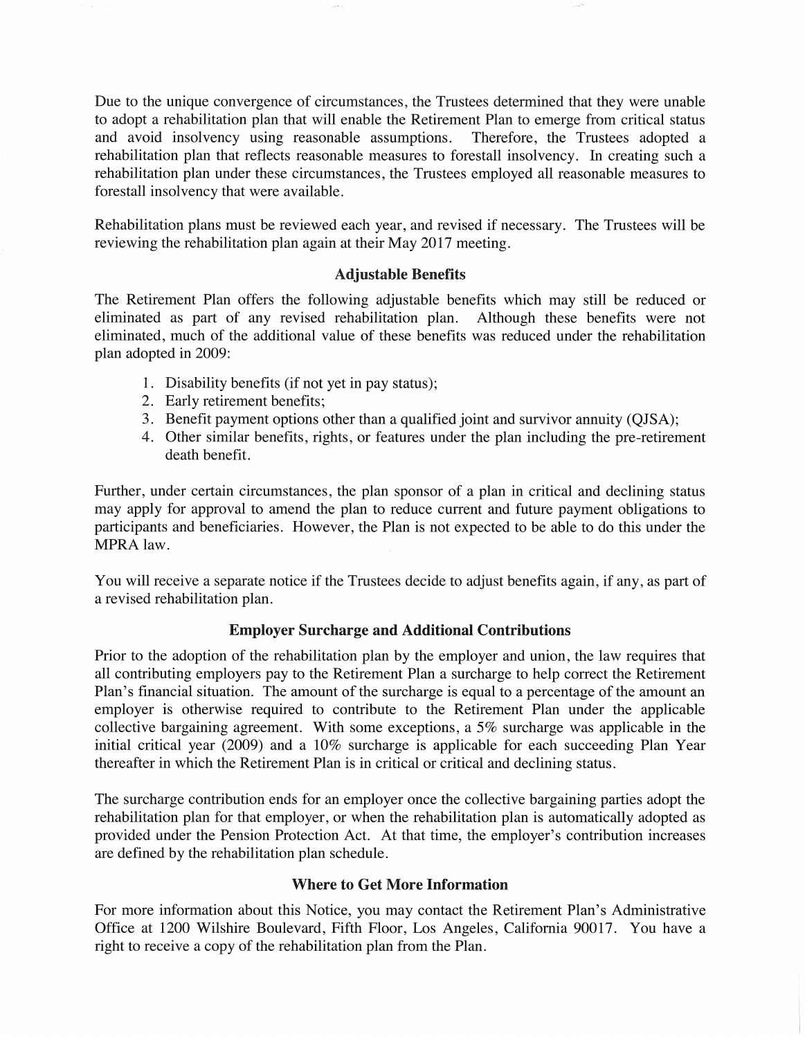Due to the unique convergence of circumstances, the Trustees determined that they were unable to adopt a rehabilitation plan that will enable the Retirement Plan to emerge from critical status and avoid insolvency using reasonable assumptions. Therefore, the Trustees adopted a rehabilitation plan that reflects reasonable measures to forestall insolvency. In creating such a rehabilitation plan under these circumstances, the Trustees employed all reasonable measures to forestall insolvency that were available.

Rehabilitation plans must be reviewed each year, and revised if necessary. The Trustees will be reviewing the rehabilitation plan again at their May 2017 meeting.

### Adjustable Benefits

The Retirement Plan offers the following adjustable benefits which may still be reduced or eliminated as part of any revised rehabilitation plan. Although these benefits were not eliminated, much of the additional value of these benefits was reduced under the rehabilitation plan adopted in 2009:

1. Disability benefits (if not yet in pay status);
2. Early retirement benefits;
3. Benefit payment options other than a qualified joint and survivor annuity (QJSA);
4. Other similar benefits, rights, or features under the plan including the pre-retirement death benefit.

Further, under certain circumstances, the plan sponsor of a plan in critical and declining status may apply for approval to amend the plan to reduce current and future payment obligations to participants and beneficiaries. However, the Plan is not expected to be able to do this under the MPRA law.

You will receive a separate notice if the Trustees decide to adjust benefits again, if any, as part of a revised rehabilitation plan.

### Employer Surcharge and Additional Contributions

Prior to the adoption of the rehabilitation plan by the employer and union, the law requires that all contributing employers pay to the Retirement Plan a surcharge to help correct the Retirement Plan's financial situation. The amount of the surcharge is equal to a percentage of the amount an employer is otherwise required to contribute to the Retirement Plan under the applicable collective bargaining agreement. With some exceptions, a 5% surcharge was applicable in the initial critical year (2009) and a 10% surcharge is applicable for each succeeding Plan Year thereafter in which the Retirement Plan is in critical or critical and declining status.

The surcharge contribution ends for an employer once the collective bargaining parties adopt the rehabilitation plan for that employer, or when the rehabilitation plan is automatically adopted as provided under the Pension Protection Act. At that time, the employer's contribution increases are defined by the rehabilitation plan schedule.

### Where to Get More Information

For more information about this Notice, you may contact the Retirement Plan's Administrative Office at 1200 Wilshire Boulevard, Fifth Floor, Los Angeles, California 90017. You have a right to receive a copy of the rehabilitation plan from the Plan.